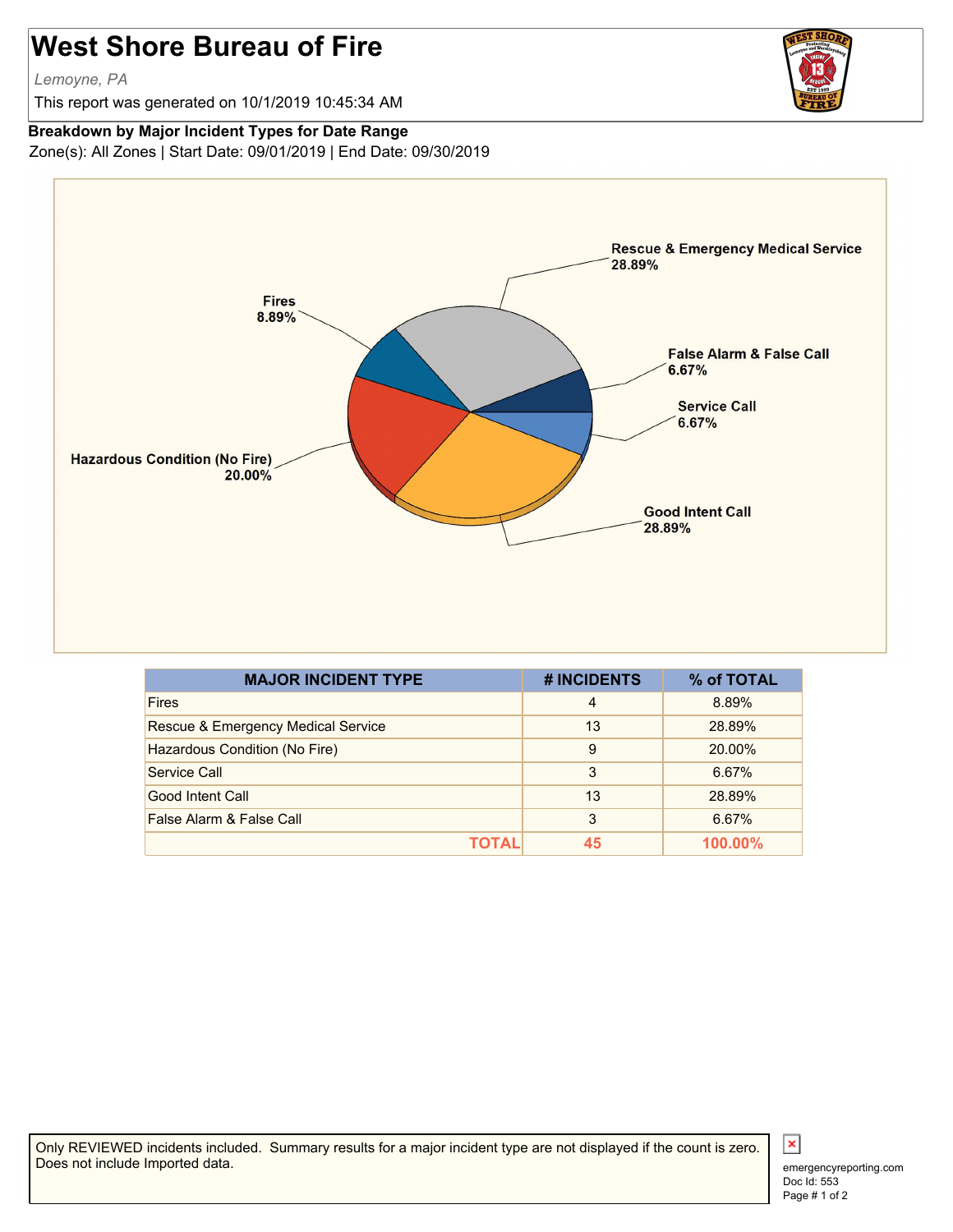# West Shore Bureau of Fire

*Lemoyne, PA*

This report was generated on 10/1/2019 10:45:34 AM

**Breakdown by Major Incident Types for Date Range**

Zone(s): All Zones | Start Date: 09/01/2019 | End Date: 09/30/2019

| MAJOR INCIDENT TYPE | # INCIDENTS | % of TOTAL |
|---|---|---|
| Fires | 4 | 8.89% |
| Rescue & Emergency Medical Service | 13 | 28.89% |
| Hazardous Condition (No Fire) | 9 | 20.00% |
| Service Call | 3 | 6.67% |
| Good Intent Call | 13 | 28.89% |
| False Alarm & False Call | 3 | 6.67% |
| **TOTAL** | **45** | **100.00%** |

Only REVIEWED incidents included. Summary results for a major incident type are not displayed if the count is zero. Does not include Imported data.

emergencyreporting.com
Doc Id: 553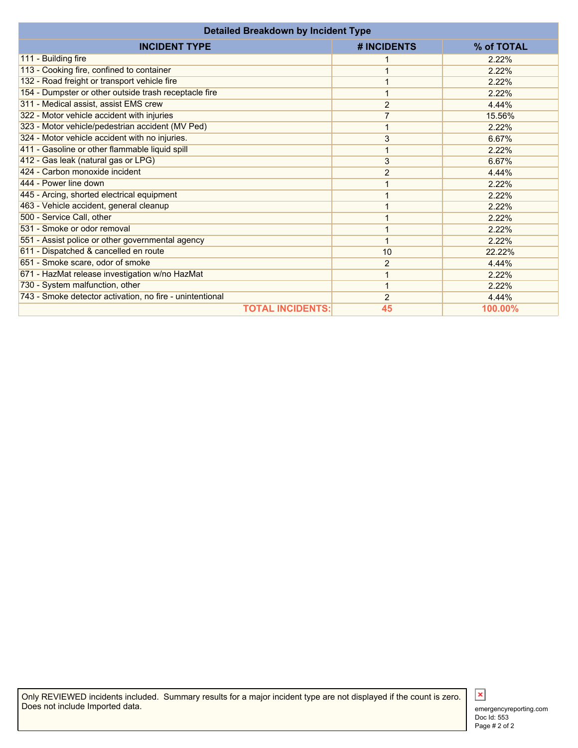| Detailed Breakdown by Incident Type | | |
|---|---|---|
| **INCIDENT TYPE** | **# INCIDENTS** | **% of TOTAL** |
| 111 - Building fire | 1 | 2.22% |
| 113 - Cooking fire, confined to container | 1 | 2.22% |
| 132 - Road freight or transport vehicle fire | 1 | 2.22% |
| 154 - Dumpster or other outside trash receptacle fire | 1 | 2.22% |
| 311 - Medical assist, assist EMS crew | 2 | 4.44% |
| 322 - Motor vehicle accident with injuries | 7 | 15.56% |
| 323 - Motor vehicle/pedestrian accident (MV Ped) | 1 | 2.22% |
| 324 - Motor vehicle accident with no injuries. | 3 | 6.67% |
| 411 - Gasoline or other flammable liquid spill | 1 | 2.22% |
| 412 - Gas leak (natural gas or LPG) | 3 | 6.67% |
| 424 - Carbon monoxide incident | 2 | 4.44% |
| 444 - Power line down | 1 | 2.22% |
| 445 - Arcing, shorted electrical equipment | 1 | 2.22% |
| 463 - Vehicle accident, general cleanup | 1 | 2.22% |
| 500 - Service Call, other | 1 | 2.22% |
| 531 - Smoke or odor removal | 1 | 2.22% |
| 551 - Assist police or other governmental agency | 1 | 2.22% |
| 611 - Dispatched & cancelled en route | 10 | 22.22% |
| 651 - Smoke scare, odor of smoke | 2 | 4.44% |
| 671 - HazMat release investigation w/no HazMat | 1 | 2.22% |
| 730 - System malfunction, other | 1 | 2.22% |
| 743 - Smoke detector activation, no fire - unintentional | 2 | 4.44% |
| **TOTAL INCIDENTS:** | **45** | **100.00%** |

Only REVIEWED incidents included. Summary results for a major incident type are not displayed if the count is zero. Does not include Imported data.

emergencyreporting.com
Doc Id: 553